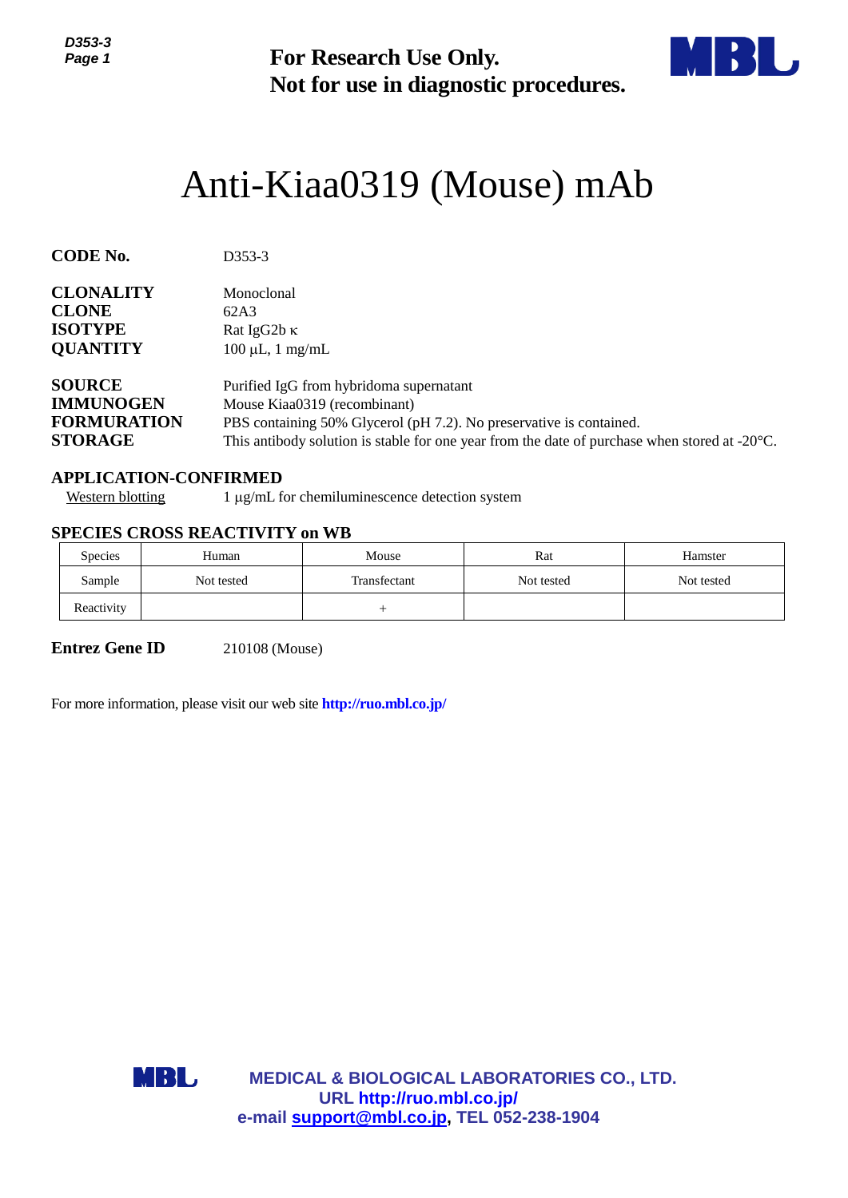**For Research Use Only.**
**Not for use in diagnostic procedures.**

# Anti-Kiaa0319 (Mouse) mAb

**CODE No.** D353-3

**CLONALITY** Monoclonal
**CLONE** 62A3
**ISOTYPE** Rat IgG2b κ
**QUANTITY** 100 µL, 1 mg/mL

**SOURCE** Purified IgG from hybridoma supernatant
**IMMUNOGEN** Mouse Kiaa0319 (recombinant)
**FORMURATION** PBS containing 50% Glycerol (pH 7.2). No preservative is contained.
**STORAGE** This antibody solution is stable for one year from the date of purchase when stored at -20°C.

**APPLICATION-CONFIRMED**

Western blotting 1 µg/mL for chemiluminescence detection system

**SPECIES CROSS REACTIVITY on WB**

| Species | Human | Mouse | Rat | Hamster |
|---|---|---|---|---|
| Sample | Not tested | Transfectant | Not tested | Not tested |
| Reactivity | | + | | |

**Entrez Gene ID** 210108 (Mouse)

For more information, please visit our web site **http://ruo.mbl.co.jp/**

**MEDICAL & BIOLOGICAL LABORATORIES CO., LTD.**
**URL http://ruo.mbl.co.jp/**
**e-mail support@mbl.co.jp, TEL 052-238-1904**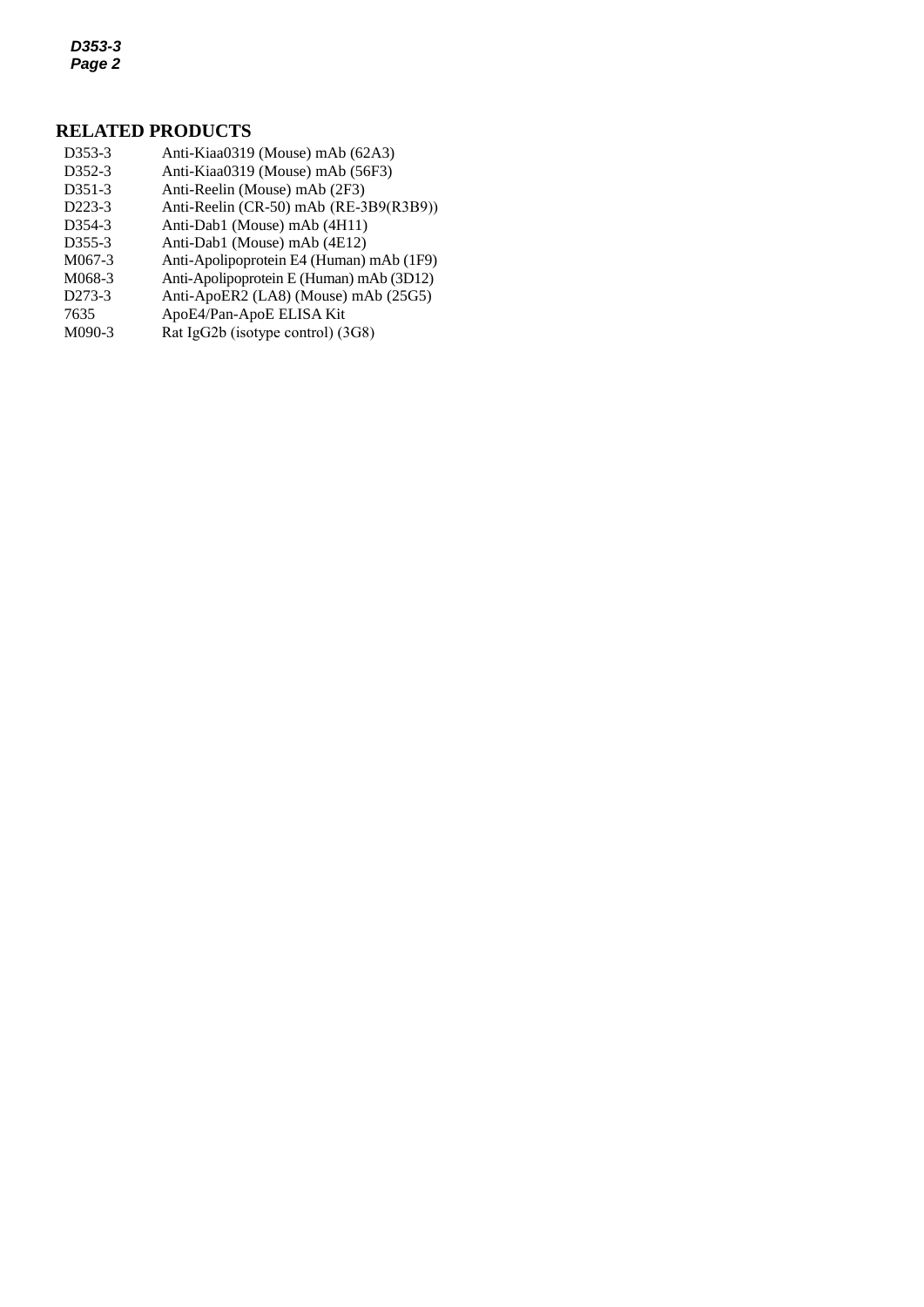## RELATED PRODUCTS

| | |
|---|---|
| D353-3 | Anti-Kiaa0319 (Mouse) mAb (62A3) |
| D352-3 | Anti-Kiaa0319 (Mouse) mAb (56F3) |
| D351-3 | Anti-Reelin (Mouse) mAb (2F3) |
| D223-3 | Anti-Reelin (CR-50) mAb (RE-3B9(R3B9)) |
| D354-3 | Anti-Dab1 (Mouse) mAb (4H11) |
| D355-3 | Anti-Dab1 (Mouse) mAb (4E12) |
| M067-3 | Anti-Apolipoprotein E4 (Human) mAb (1F9) |
| M068-3 | Anti-Apolipoprotein E (Human) mAb (3D12) |
| D273-3 | Anti-ApoER2 (LA8) (Mouse) mAb (25G5) |
| 7635 | ApoE4/Pan-ApoE ELISA Kit |
| M090-3 | Rat IgG2b (isotype control) (3G8) |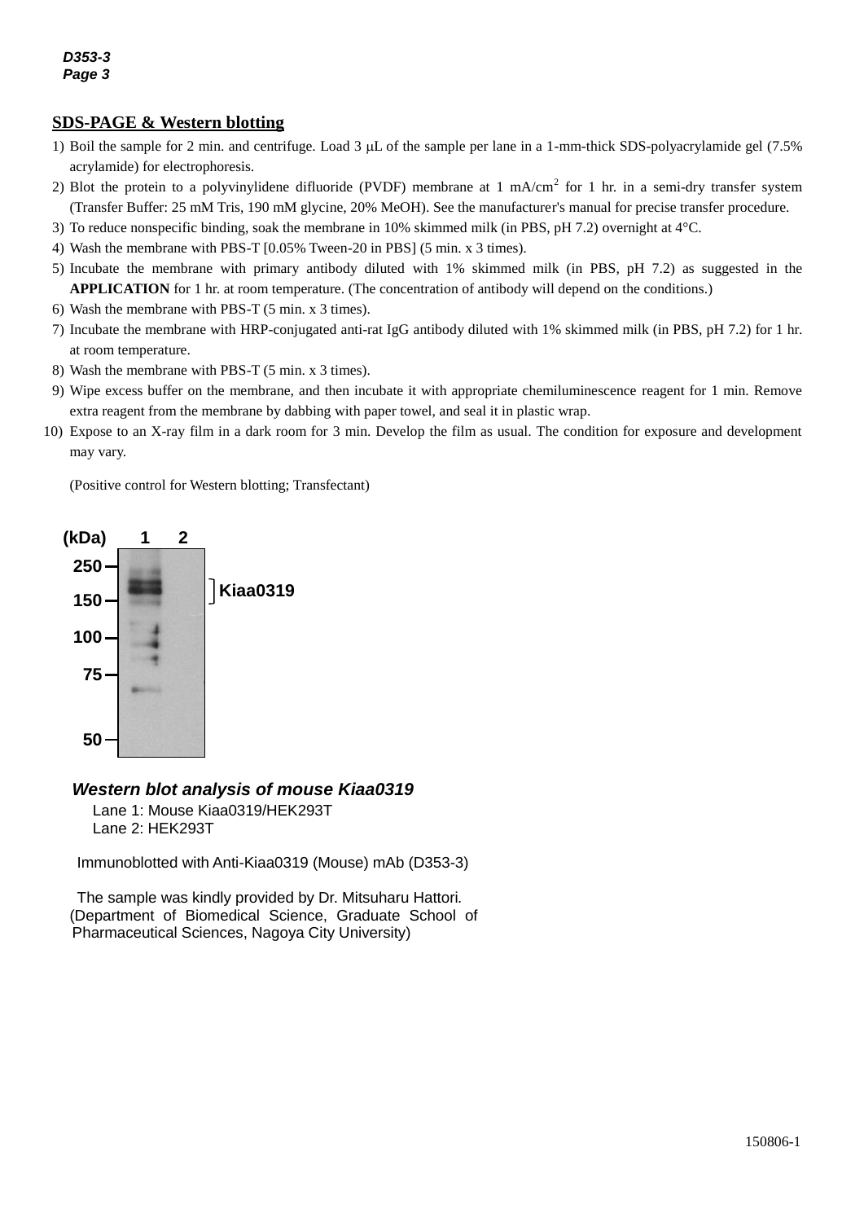## SDS-PAGE & Western blotting

1) Boil the sample for 2 min. and centrifuge. Load 3 μL of the sample per lane in a 1-mm-thick SDS-polyacrylamide gel (7.5% acrylamide) for electrophoresis.
2) Blot the protein to a polyvinylidene difluoride (PVDF) membrane at 1 mA/cm$^2$ for 1 hr. in a semi-dry transfer system (Transfer Buffer: 25 mM Tris, 190 mM glycine, 20% MeOH). See the manufacturer's manual for precise transfer procedure.
3) To reduce nonspecific binding, soak the membrane in 10% skimmed milk (in PBS, pH 7.2) overnight at 4°C.
4) Wash the membrane with PBS-T [0.05% Tween-20 in PBS] (5 min. x 3 times).
5) Incubate the membrane with primary antibody diluted with 1% skimmed milk (in PBS, pH 7.2) as suggested in the **APPLICATION** for 1 hr. at room temperature. (The concentration of antibody will depend on the conditions.)
6) Wash the membrane with PBS-T (5 min. x 3 times).
7) Incubate the membrane with HRP-conjugated anti-rat IgG antibody diluted with 1% skimmed milk (in PBS, pH 7.2) for 1 hr. at room temperature.
8) Wash the membrane with PBS-T (5 min. x 3 times).
9) Wipe excess buffer on the membrane, and then incubate it with appropriate chemiluminescence reagent for 1 min. Remove extra reagent from the membrane by dabbing with paper towel, and seal it in plastic wrap.
10) Expose to an X-ray film in a dark room for 3 min. Develop the film as usual. The condition for exposure and development may vary.

(Positive control for Western blotting; Transfectant)

(kDa) 1 2
250
150
100
75
50
Kiaa0319

***Western blot analysis of mouse Kiaa0319***

Lane 1: Mouse Kiaa0319/HEK293T
Lane 2: HEK293T

Immunoblotted with Anti-Kiaa0319 (Mouse) mAb (D353-3)

The sample was kindly provided by Dr. Mitsuharu Hattori.
(Department of Biomedical Science, Graduate School of Pharmaceutical Sciences, Nagoya City University)

150806-1